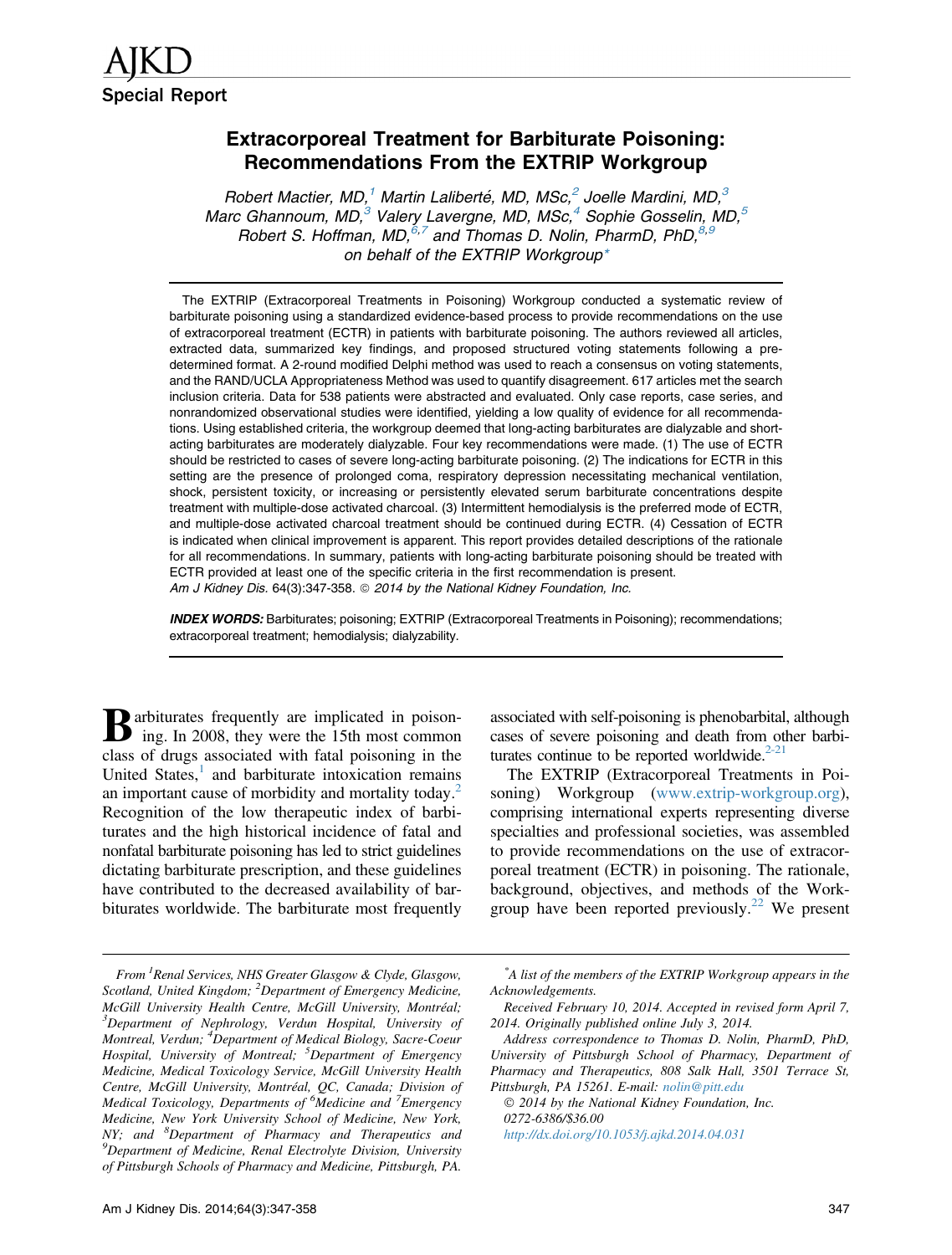AJKD

Special Report

# Extracorporeal Treatment for Barbiturate Poisoning: Recommendations From the EXTRIP Workgroup

Robert Mactier, MD,[1] Martin Laliberté, MD, MSc,[2] Joelle Mardini, MD,[3] Marc Ghannoum, MD,[3] Valery Lavergne, MD, MSc,[4] Sophie Gosselin, MD,[5] Robert S. Hoffman, MD,[6,7] and Thomas D. Nolin, PharmD, PhD,[8,9] on behalf of the EXTRIP Workgroup[*]

The EXTRIP (Extracorporeal Treatments in Poisoning) Workgroup conducted a systematic review of barbiturate poisoning using a standardized evidence-based process to provide recommendations on the use of extracorporeal treatment (ECTR) in patients with barbiturate poisoning. The authors reviewed all articles, extracted data, summarized key findings, and proposed structured voting statements following a predetermined format. A 2-round modified Delphi method was used to reach a consensus on voting statements, and the RAND/UCLA Appropriateness Method was used to quantify disagreement. 617 articles met the search inclusion criteria. Data for 538 patients were abstracted and evaluated. Only case reports, case series, and nonrandomized observational studies were identified, yielding a low quality of evidence for all recommendations. Using established criteria, the workgroup deemed that long-acting barbiturates are dialyzable and short-acting barbiturates are moderately dialyzable. Four key recommendations were made. (1) The use of ECTR should be restricted to cases of severe long-acting barbiturate poisoning. (2) The indications for ECTR in this setting are the presence of prolonged coma, respiratory depression necessitating mechanical ventilation, shock, persistent toxicity, or increasing or persistently elevated serum barbiturate concentrations despite treatment with multiple-dose activated charcoal. (3) Intermittent hemodialysis is the preferred mode of ECTR, and multiple-dose activated charcoal treatment should be continued during ECTR. (4) Cessation of ECTR is indicated when clinical improvement is apparent. This report provides detailed descriptions of the rationale for all recommendations. In summary, patients with long-acting barbiturate poisoning should be treated with ECTR provided at least one of the specific criteria in the first recommendation is present.

*Am J Kidney Dis.* 64(3):347-358. © *2014 by the National Kidney Foundation, Inc.*

***INDEX WORDS:*** Barbiturates; poisoning; EXTRIP (Extracorporeal Treatments in Poisoning); recommendations; extracorporeal treatment; hemodialysis; dialyzability.

Barbiturates frequently are implicated in poisoning. In 2008, they were the 15th most common class of drugs associated with fatal poisoning in the United States,[1] and barbiturate intoxication remains an important cause of morbidity and mortality today.[2] Recognition of the low therapeutic index of barbiturates and the high historical incidence of fatal and nonfatal barbiturate poisoning has led to strict guidelines dictating barbiturate prescription, and these guidelines have contributed to the decreased availability of barbiturates worldwide. The barbiturate most frequently associated with self-poisoning is phenobarbital, although cases of severe poisoning and death from other barbiturates continue to be reported worldwide.[2-21]

The EXTRIP (Extracorporeal Treatments in Poisoning) Workgroup (www.extrip-workgroup.org), comprising international experts representing diverse specialties and professional societies, was assembled to provide recommendations on the use of extracorporeal treatment (ECTR) in poisoning. The rationale, background, objectives, and methods of the Workgroup have been reported previously.[22] We present

---

*From [1]Renal Services, NHS Greater Glasgow & Clyde, Glasgow, Scotland, United Kingdom; [2]Department of Emergency Medicine, McGill University Health Centre, McGill University, Montréal; [3]Department of Nephrology, Verdun Hospital, University of Montreal, Verdun; [4]Department of Medical Biology, Sacre-Coeur Hospital, University of Montreal; [5]Department of Emergency Medicine, Medical Toxicology Service, McGill University Health Centre, McGill University, Montréal, QC, Canada; Division of Medical Toxicology, Departments of [6]Medicine and [7]Emergency Medicine, New York University School of Medicine, New York, NY; and [8]Department of Pharmacy and Therapeutics and [9]Department of Medicine, Renal Electrolyte Division, University of Pittsburgh Schools of Pharmacy and Medicine, Pittsburgh, PA.*

[*]*A list of the members of the EXTRIP Workgroup appears in the Acknowledgements.*

*Received February 10, 2014. Accepted in revised form April 7, 2014. Originally published online July 3, 2014.*

*Address correspondence to Thomas D. Nolin, PharmD, PhD, University of Pittsburgh School of Pharmacy, Department of Pharmacy and Therapeutics, 808 Salk Hall, 3501 Terrace St, Pittsburgh, PA 15261. E-mail: nolin@pitt.edu*

© *2014 by the National Kidney Foundation, Inc.*

*0272-6386/$36.00*

*http://dx.doi.org/10.1053/j.ajkd.2014.04.031*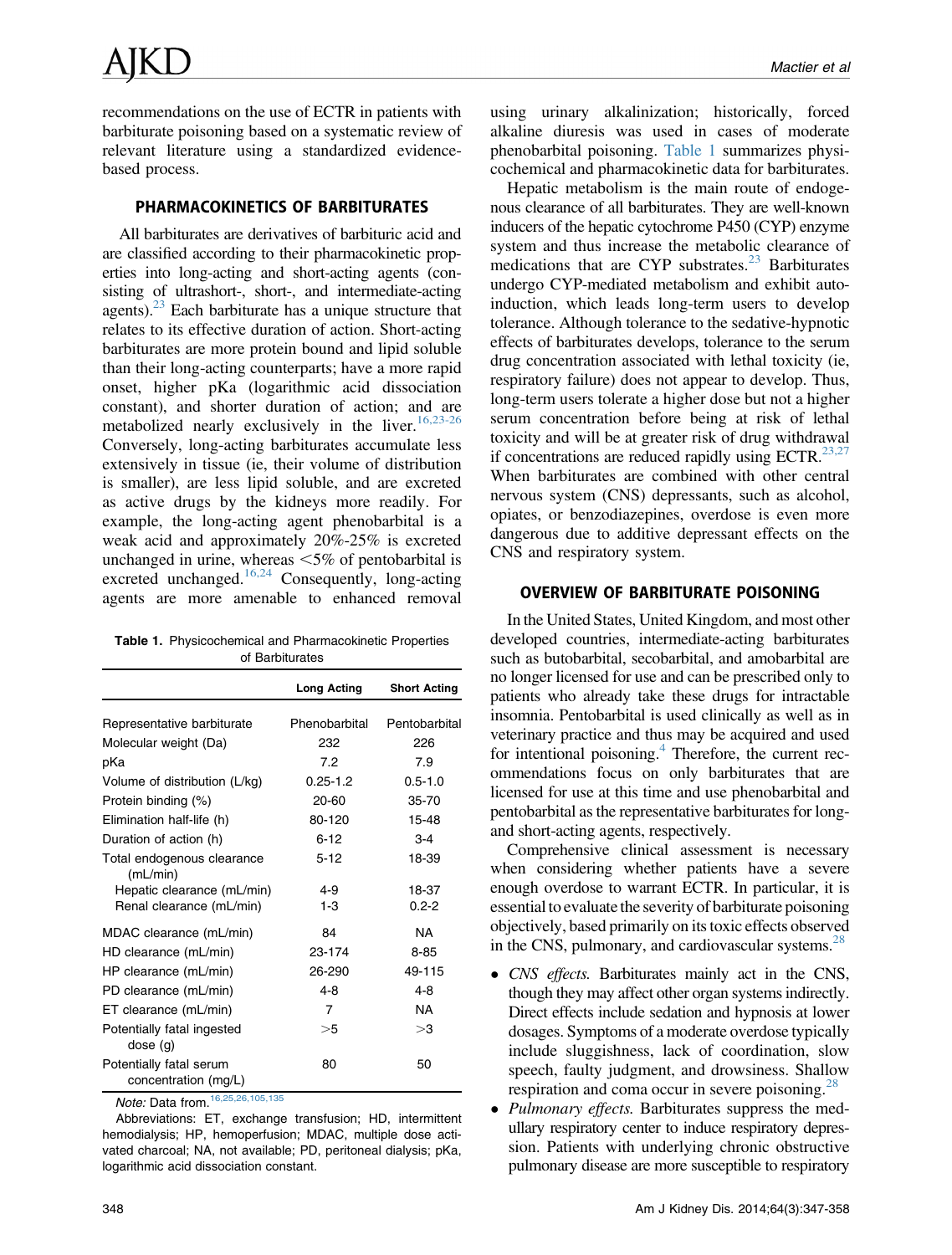recommendations on the use of ECTR in patients with barbiturate poisoning based on a systematic review of relevant literature using a standardized evidence-based process.

## PHARMACOKINETICS OF BARBITURATES

All barbiturates are derivatives of barbituric acid and are classified according to their pharmacokinetic properties into long-acting and short-acting agents (consisting of ultrashort-, short-, and intermediate-acting agents).[23] Each barbiturate has a unique structure that relates to its effective duration of action. Short-acting barbiturates are more protein bound and lipid soluble than their long-acting counterparts; have a more rapid onset, higher pKa (logarithmic acid dissociation constant), and shorter duration of action; and are metabolized nearly exclusively in the liver.[16,23-26] Conversely, long-acting barbiturates accumulate less extensively in tissue (ie, their volume of distribution is smaller), are less lipid soluble, and are excreted as active drugs by the kidneys more readily. For example, the long-acting agent phenobarbital is a weak acid and approximately 20%-25% is excreted unchanged in urine, whereas <5% of pentobarbital is excreted unchanged.[16,24] Consequently, long-acting agents are more amenable to enhanced removal using urinary alkalinization; historically, forced alkaline diuresis was used in cases of moderate phenobarbital poisoning. Table 1 summarizes physicochemical and pharmacokinetic data for barbiturates.

**Table 1.** Physicochemical and Pharmacokinetic Properties of Barbiturates

| | Long Acting | Short Acting |
|---|---|---|
| Representative barbiturate | Phenobarbital | Pentobarbital |
| Molecular weight (Da) | 232 | 226 |
| pKa | 7.2 | 7.9 |
| Volume of distribution (L/kg) | 0.25-1.2 | 0.5-1.0 |
| Protein binding (%) | 20-60 | 35-70 |
| Elimination half-life (h) | 80-120 | 15-48 |
| Duration of action (h) | 6-12 | 3-4 |
| Total endogenous clearance (mL/min) | 5-12 | 18-39 |
| Hepatic clearance (mL/min) | 4-9 | 18-37 |
| Renal clearance (mL/min) | 1-3 | 0.2-2 |
| MDAC clearance (mL/min) | 84 | NA |
| HD clearance (mL/min) | 23-174 | 8-85 |
| HP clearance (mL/min) | 26-290 | 49-115 |
| PD clearance (mL/min) | 4-8 | 4-8 |
| ET clearance (mL/min) | 7 | NA |
| Potentially fatal ingested dose (g) | >5 | >3 |
| Potentially fatal serum concentration (mg/L) | 80 | 50 |

*Note:* Data from.[16,25,26,105,135]

Abbreviations: ET, exchange transfusion; HD, intermittent hemodialysis; HP, hemoperfusion; MDAC, multiple dose activated charcoal; NA, not available; PD, peritoneal dialysis; pKa, logarithmic acid dissociation constant.

Hepatic metabolism is the main route of endogenous clearance of all barbiturates. They are well-known inducers of the hepatic cytochrome P450 (CYP) enzyme system and thus increase the metabolic clearance of medications that are CYP substrates.[23] Barbiturates undergo CYP-mediated metabolism and exhibit autoinduction, which leads long-term users to develop tolerance. Although tolerance to the sedative-hypnotic effects of barbiturates develops, tolerance to the serum drug concentration associated with lethal toxicity (ie, respiratory failure) does not appear to develop. Thus, long-term users tolerate a higher dose but not a higher serum concentration before being at risk of lethal toxicity and will be at greater risk of drug withdrawal if concentrations are reduced rapidly using ECTR.[23,27] When barbiturates are combined with other central nervous system (CNS) depressants, such as alcohol, opiates, or benzodiazepines, overdose is even more dangerous due to additive depressant effects on the CNS and respiratory system.

## OVERVIEW OF BARBITURATE POISONING

In the United States, United Kingdom, and most other developed countries, intermediate-acting barbiturates such as butobarbital, secobarbital, and amobarbital are no longer licensed for use and can be prescribed only to patients who already take these drugs for intractable insomnia. Pentobarbital is used clinically as well as in veterinary practice and thus may be acquired and used for intentional poisoning.[4] Therefore, the current recommendations focus on only barbiturates that are licensed for use at this time and use phenobarbital and pentobarbital as the representative barbiturates for long- and short-acting agents, respectively.

Comprehensive clinical assessment is necessary when considering whether patients have a severe enough overdose to warrant ECTR. In particular, it is essential to evaluate the severity of barbiturate poisoning objectively, based primarily on its toxic effects observed in the CNS, pulmonary, and cardiovascular systems.[28]

- *CNS effects.* Barbiturates mainly act in the CNS, though they may affect other organ systems indirectly. Direct effects include sedation and hypnosis at lower dosages. Symptoms of a moderate overdose typically include sluggishness, lack of coordination, slow speech, faulty judgment, and drowsiness. Shallow respiration and coma occur in severe poisoning.[28]
- *Pulmonary effects.* Barbiturates suppress the medullary respiratory center to induce respiratory depression. Patients with underlying chronic obstructive pulmonary disease are more susceptible to respiratory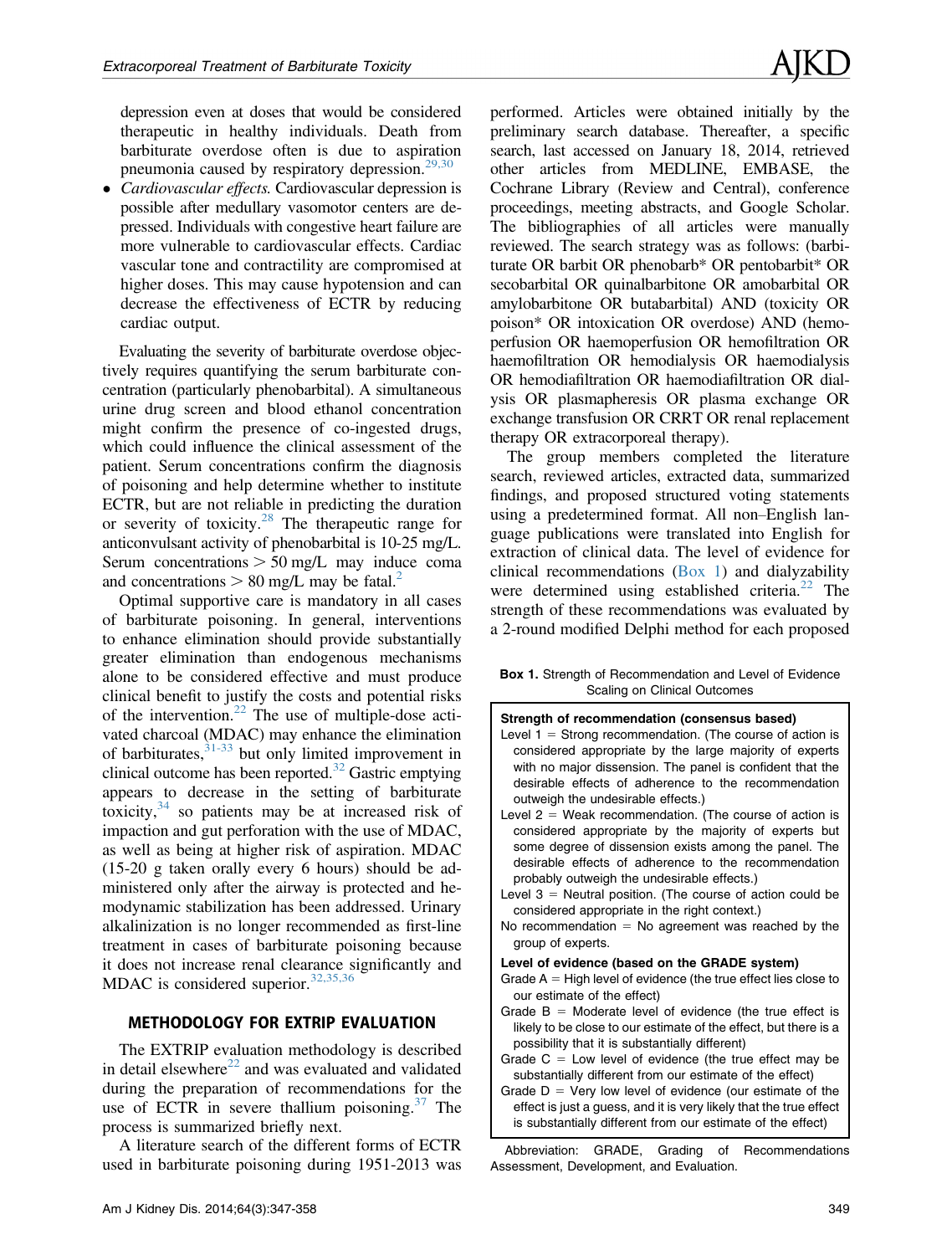depression even at doses that would be considered therapeutic in healthy individuals. Death from barbiturate overdose often is due to aspiration pneumonia caused by respiratory depression.[29,30]

- *Cardiovascular effects.* Cardiovascular depression is possible after medullary vasomotor centers are depressed. Individuals with congestive heart failure are more vulnerable to cardiovascular effects. Cardiac vascular tone and contractility are compromised at higher doses. This may cause hypotension and can decrease the effectiveness of ECTR by reducing cardiac output.

Evaluating the severity of barbiturate overdose objectively requires quantifying the serum barbiturate concentration (particularly phenobarbital). A simultaneous urine drug screen and blood ethanol concentration might confirm the presence of co-ingested drugs, which could influence the clinical assessment of the patient. Serum concentrations confirm the diagnosis of poisoning and help determine whether to institute ECTR, but are not reliable in predicting the duration or severity of toxicity.[28] The therapeutic range for anticonvulsant activity of phenobarbital is 10-25 mg/L. Serum concentrations > 50 mg/L may induce coma and concentrations > 80 mg/L may be fatal.[2]

Optimal supportive care is mandatory in all cases of barbiturate poisoning. In general, interventions to enhance elimination should provide substantially greater elimination than endogenous mechanisms alone to be considered effective and must produce clinical benefit to justify the costs and potential risks of the intervention.[22] The use of multiple-dose activated charcoal (MDAC) may enhance the elimination of barbiturates,[31-33] but only limited improvement in clinical outcome has been reported.[32] Gastric emptying appears to decrease in the setting of barbiturate toxicity,[34] so patients may be at increased risk of impaction and gut perforation with the use of MDAC, as well as being at higher risk of aspiration. MDAC (15-20 g taken orally every 6 hours) should be administered only after the airway is protected and hemodynamic stabilization has been addressed. Urinary alkalinization is no longer recommended as first-line treatment in cases of barbiturate poisoning because it does not increase renal clearance significantly and MDAC is considered superior.[32,35,36]

## METHODOLOGY FOR EXTRIP EVALUATION

The EXTRIP evaluation methodology is described in detail elsewhere[22] and was evaluated and validated during the preparation of recommendations for the use of ECTR in severe thallium poisoning.[37] The process is summarized briefly next.

A literature search of the different forms of ECTR used in barbiturate poisoning during 1951-2013 was performed. Articles were obtained initially by the preliminary search database. Thereafter, a specific search, last accessed on January 18, 2014, retrieved other articles from MEDLINE, EMBASE, the Cochrane Library (Review and Central), conference proceedings, meeting abstracts, and Google Scholar. The bibliographies of all articles were manually reviewed. The search strategy was as follows: (barbiturate OR barbit OR phenobarb* OR pentobarbit* OR secobarbital OR quinalbarbitone OR amobarbital OR amylobarbitone OR butabarbital) AND (toxicity OR poison* OR intoxication OR overdose) AND (hemoperfusion OR haemoperfusion OR hemofiltration OR haemofiltration OR hemodialysis OR haemodialysis OR hemodiafiltration OR haemodiafiltration OR dialysis OR plasmapheresis OR plasma exchange OR exchange transfusion OR CRRT OR renal replacement therapy OR extracorporeal therapy).

The group members completed the literature search, reviewed articles, extracted data, summarized findings, and proposed structured voting statements using a predetermined format. All non–English language publications were translated into English for extraction of clinical data. The level of evidence for clinical recommendations (Box 1) and dialyzability were determined using established criteria.[22] The strength of these recommendations was evaluated by a 2-round modified Delphi method for each proposed

**Box 1.** Strength of Recommendation and Level of Evidence Scaling on Clinical Outcomes

**Strength of recommendation (consensus based)**

- Level 1 = Strong recommendation. (The course of action is considered appropriate by the large majority of experts with no major dissension. The panel is confident that the desirable effects of adherence to the recommendation outweigh the undesirable effects.)
- Level 2 = Weak recommendation. (The course of action is considered appropriate by the majority of experts but some degree of dissension exists among the panel. The desirable effects of adherence to the recommendation probably outweigh the undesirable effects.)
- Level 3 = Neutral position. (The course of action could be considered appropriate in the right context.)
- No recommendation = No agreement was reached by the group of experts.

**Level of evidence (based on the GRADE system)**

- Grade A = High level of evidence (the true effect lies close to our estimate of the effect)
- Grade B = Moderate level of evidence (the true effect is likely to be close to our estimate of the effect, but there is a possibility that it is substantially different)
- Grade C = Low level of evidence (the true effect may be substantially different from our estimate of the effect)
- Grade D = Very low level of evidence (our estimate of the effect is just a guess, and it is very likely that the true effect is substantially different from our estimate of the effect)

Abbreviation: GRADE, Grading of Recommendations Assessment, Development, and Evaluation.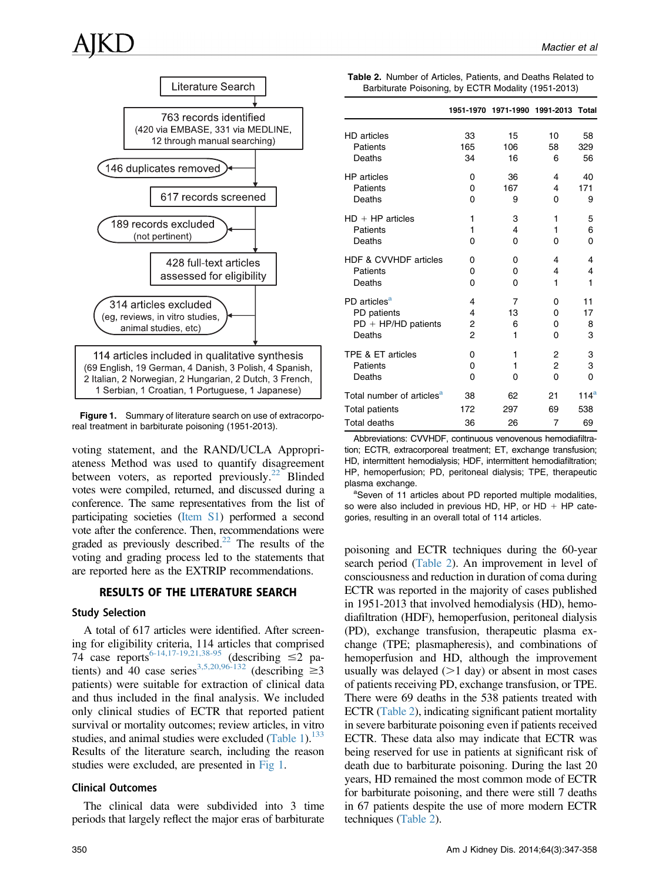Literature Search

763 records identified (420 via EMBASE, 331 via MEDLINE, 12 through manual searching)

146 duplicates removed

617 records screened

189 records excluded (not pertinent)

428 full-text articles assessed for eligibility

314 articles excluded (eg, reviews, in vitro studies, animal studies, etc)

114 articles included in qualitative synthesis (69 English, 19 German, 4 Danish, 3 Polish, 4 Spanish, 2 Italian, 2 Norwegian, 2 Hungarian, 2 Dutch, 3 French, 1 Serbian, 1 Croatian, 1 Portuguese, 1 Japanese)

**Figure 1.** Summary of literature search on use of extracorporeal treatment in barbiturate poisoning (1951-2013).

voting statement, and the RAND/UCLA Appropriateness Method was used to quantify disagreement between voters, as reported previously.[22] Blinded votes were compiled, returned, and discussed during a conference. The same representatives from the list of participating societies (Item S1) performed a second vote after the conference. Then, recommendations were graded as previously described.[22] The results of the voting and grading process led to the statements that are reported here as the EXTRIP recommendations.

## RESULTS OF THE LITERATURE SEARCH

### Study Selection

A total of 617 articles were identified. After screening for eligibility criteria, 114 articles that comprised 74 case reports[6-14,17-19,21,38-95] (describing ≤2 patients) and 40 case series[3,5,20,96-132] (describing ≥3 patients) were suitable for extraction of clinical data and thus included in the final analysis. We included only clinical studies of ECTR that reported patient survival or mortality outcomes; review articles, in vitro studies, and animal studies were excluded (Table 1).[133] Results of the literature search, including the reason studies were excluded, are presented in Fig 1.

### Clinical Outcomes

The clinical data were subdivided into 3 time periods that largely reflect the major eras of barbiturate poisoning and ECTR techniques during the 60-year search period (Table 2). An improvement in level of consciousness and reduction in duration of coma during ECTR was reported in the majority of cases published in 1951-2013 that involved hemodialysis (HD), hemodiafiltration (HDF), hemoperfusion, peritoneal dialysis (PD), exchange transfusion, therapeutic plasma exchange (TPE; plasmapheresis), and combinations of hemoperfusion and HD, although the improvement usually was delayed (>1 day) or absent in most cases of patients receiving PD, exchange transfusion, or TPE. There were 69 deaths in the 538 patients treated with ECTR (Table 2), indicating significant patient mortality in severe barbiturate poisoning even if patients received ECTR. These data also may indicate that ECTR was being reserved for use in patients at significant risk of death due to barbiturate poisoning. During the last 20 years, HD remained the most common mode of ECTR for barbiturate poisoning, and there were still 7 deaths in 67 patients despite the use of more modern ECTR techniques (Table 2).

**Table 2.** Number of Articles, Patients, and Deaths Related to Barbiturate Poisoning, by ECTR Modality (1951-2013)

| | 1951-1970 | 1971-1990 | 1991-2013 | Total |
|---|---|---|---|---|
| HD articles | 33 | 15 | 10 | 58 |
| Patients | 165 | 106 | 58 | 329 |
| Deaths | 34 | 16 | 6 | 56 |
| HP articles | 0 | 36 | 4 | 40 |
| Patients | 0 | 167 | 4 | 171 |
| Deaths | 0 | 9 | 0 | 9 |
| HD + HP articles | 1 | 3 | 1 | 5 |
| Patients | 1 | 4 | 1 | 6 |
| Deaths | 0 | 0 | 0 | 0 |
| HDF & CVVHDF articles | 0 | 0 | 4 | 4 |
| Patients | 0 | 0 | 4 | 4 |
| Deaths | 0 | 0 | 1 | 1 |
| PD articles[a] | 4 | 7 | 0 | 11 |
| PD patients | 4 | 13 | 0 | 17 |
| PD + HP/HD patients | 2 | 6 | 0 | 8 |
| Deaths | 2 | 1 | 0 | 3 |
| TPE & ET articles | 0 | 1 | 2 | 3 |
| Patients | 0 | 1 | 2 | 3 |
| Deaths | 0 | 0 | 0 | 0 |
| Total number of articles[a] | 38 | 62 | 21 | 114[a] |
| Total patients | 172 | 297 | 69 | 538 |
| Total deaths | 36 | 26 | 7 | 69 |

Abbreviations: CVVHDF, continuous venovenous hemodiafiltration; ECTR, extracorporeal treatment; ET, exchange transfusion; HD, intermittent hemodialysis; HDF, intermittent hemodiafiltration; HP, hemoperfusion; PD, peritoneal dialysis; TPE, therapeutic plasma exchange.

[a]Seven of 11 articles about PD reported multiple modalities, so were also included in previous HD, HP, or HD + HP categories, resulting in an overall total of 114 articles.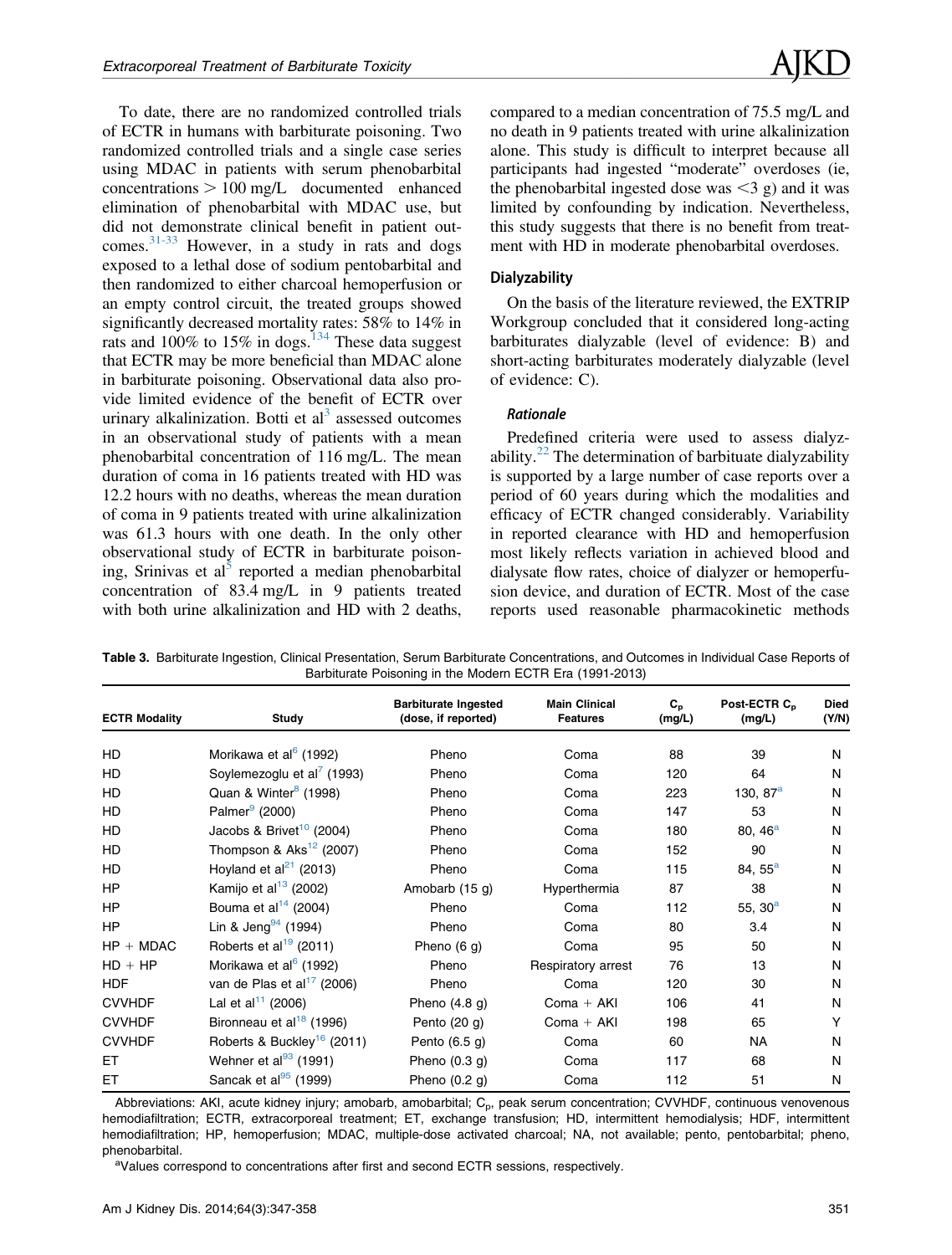To date, there are no randomized controlled trials of ECTR in humans with barbiturate poisoning. Two randomized controlled trials and a single case series using MDAC in patients with serum phenobarbital concentrations > 100 mg/L documented enhanced elimination of phenobarbital with MDAC use, but did not demonstrate clinical benefit in patient outcomes.[31-33] However, in a study in rats and dogs exposed to a lethal dose of sodium pentobarbital and then randomized to either charcoal hemoperfusion or an empty control circuit, the treated groups showed significantly decreased mortality rates: 58% to 14% in rats and 100% to 15% in dogs.[134] These data suggest that ECTR may be more beneficial than MDAC alone in barbiturate poisoning. Observational data also provide limited evidence of the benefit of ECTR over urinary alkalinization. Botti et al[3] assessed outcomes in an observational study of patients with a mean phenobarbital concentration of 116 mg/L. The mean duration of coma in 16 patients treated with HD was 12.2 hours with no deaths, whereas the mean duration of coma in 9 patients treated with urine alkalinization was 61.3 hours with one death. In the only other observational study of ECTR in barbiturate poisoning, Srinivas et al[5] reported a median phenobarbital concentration of 83.4 mg/L in 9 patients treated with both urine alkalinization and HD with 2 deaths, compared to a median concentration of 75.5 mg/L and no death in 9 patients treated with urine alkalinization alone. This study is difficult to interpret because all participants had ingested "moderate" overdoses (ie, the phenobarbital ingested dose was <3 g) and it was limited by confounding by indication. Nevertheless, this study suggests that there is no benefit from treatment with HD in moderate phenobarbital overdoses.

## Dialyzability

On the basis of the literature reviewed, the EXTRIP Workgroup concluded that it considered long-acting barbiturates dialyzable (level of evidence: B) and short-acting barbiturates moderately dialyzable (level of evidence: C).

### *Rationale*

Predefined criteria were used to assess dialyzability.[22] The determination of barbituate dialyzability is supported by a large number of case reports over a period of 60 years during which the modalities and efficacy of ECTR changed considerably. Variability in reported clearance with HD and hemoperfusion most likely reflects variation in achieved blood and dialysate flow rates, choice of dialyzer or hemoperfusion device, and duration of ECTR. Most of the case reports used reasonable pharmacokinetic methods

**Table 3.** Barbiturate Ingestion, Clinical Presentation, Serum Barbiturate Concentrations, and Outcomes in Individual Case Reports of Barbiturate Poisoning in the Modern ECTR Era (1991-2013)

| ECTR Modality | Study | Barbiturate Ingested (dose, if reported) | Main Clinical Features | $C_p$ (mg/L) | Post-ECTR $C_p$ (mg/L) | Died (Y/N) |
|---|---|---|---|---|---|---|
| HD | Morikawa et al[6] (1992) | Pheno | Coma | 88 | 39 | N |
| HD | Soylemezoglu et al[7] (1993) | Pheno | Coma | 120 | 64 | N |
| HD | Quan & Winter[8] (1998) | Pheno | Coma | 223 | 130, 87[a] | N |
| HD | Palmer[9] (2000) | Pheno | Coma | 147 | 53 | N |
| HD | Jacobs & Brivet[10] (2004) | Pheno | Coma | 180 | 80, 46[a] | N |
| HD | Thompson & Aks[12] (2007) | Pheno | Coma | 152 | 90 | N |
| HD | Hoyland et al[21] (2013) | Pheno | Coma | 115 | 84, 55[a] | N |
| HP | Kamijo et al[13] (2002) | Amobarb (15 g) | Hyperthermia | 87 | 38 | N |
| HP | Bouma et al[14] (2004) | Pheno | Coma | 112 | 55, 30[a] | N |
| HP | Lin & Jeng[94] (1994) | Pheno | Coma | 80 | 3.4 | N |
| HP + MDAC | Roberts et al[19] (2011) | Pheno (6 g) | Coma | 95 | 50 | N |
| HD + HP | Morikawa et al[6] (1992) | Pheno | Respiratory arrest | 76 | 13 | N |
| HDF | van de Plas et al[17] (2006) | Pheno | Coma | 120 | 30 | N |
| CVVHDF | Lal et al[11] (2006) | Pheno (4.8 g) | Coma + AKI | 106 | 41 | N |
| CVVHDF | Bironneau et al[18] (1996) | Pento (20 g) | Coma + AKI | 198 | 65 | Y |
| CVVHDF | Roberts & Buckley[16] (2011) | Pento (6.5 g) | Coma | 60 | NA | N |
| ET | Wehner et al[93] (1991) | Pheno (0.3 g) | Coma | 117 | 68 | N |
| ET | Sancak et al[95] (1999) | Pheno (0.2 g) | Coma | 112 | 51 | N |

Abbreviations: AKI, acute kidney injury; amobarb, amobarbital; $C_p$, peak serum concentration; CVVHDF, continuous venovenous hemodiafiltration; ECTR, extracorporeal treatment; ET, exchange transfusion; HD, intermittent hemodialysis; HDF, intermittent hemodiafiltration; HP, hemoperfusion; MDAC, multiple-dose activated charcoal; NA, not available; pento, pentobarbital; pheno, phenobarbital.

[a]Values correspond to concentrations after first and second ECTR sessions, respectively.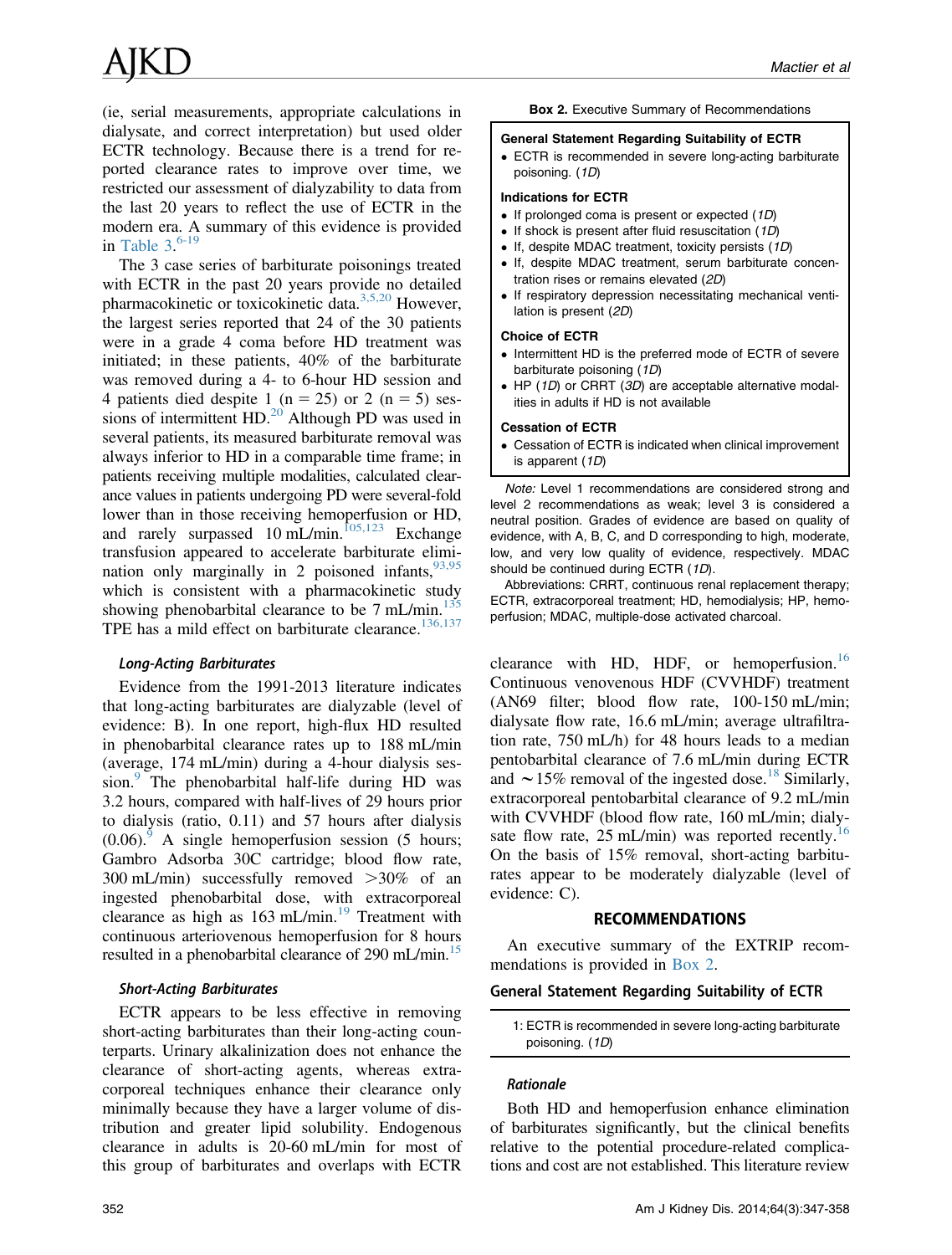(ie, serial measurements, appropriate calculations in dialysate, and correct interpretation) but used older ECTR technology. Because there is a trend for reported clearance rates to improve over time, we restricted our assessment of dialyzability to data from the last 20 years to reflect the use of ECTR in the modern era. A summary of this evidence is provided in Table 3.[6-19]

The 3 case series of barbiturate poisonings treated with ECTR in the past 20 years provide no detailed pharmacokinetic or toxicokinetic data.[3,5,20] However, the largest series reported that 24 of the 30 patients were in a grade 4 coma before HD treatment was initiated; in these patients, 40% of the barbiturate was removed during a 4- to 6-hour HD session and 4 patients died despite 1 (n = 25) or 2 (n = 5) sessions of intermittent HD.[20] Although PD was used in several patients, its measured barbiturate removal was always inferior to HD in a comparable time frame; in patients receiving multiple modalities, calculated clearance values in patients undergoing PD were several-fold lower than in those receiving hemoperfusion or HD, and rarely surpassed 10 mL/min.[105,123] Exchange transfusion appeared to accelerate barbiturate elimination only marginally in 2 poisoned infants,[93,95] which is consistent with a pharmacokinetic study showing phenobarbital clearance to be 7 mL/min.[135] TPE has a mild effect on barbiturate clearance.[136,137]

### Long-Acting Barbiturates

Evidence from the 1991-2013 literature indicates that long-acting barbiturates are dialyzable (level of evidence: B). In one report, high-flux HD resulted in phenobarbital clearance rates up to 188 mL/min (average, 174 mL/min) during a 4-hour dialysis session.[9] The phenobarbital half-life during HD was 3.2 hours, compared with half-lives of 29 hours prior to dialysis (ratio, 0.11) and 57 hours after dialysis (0.06).[9] A single hemoperfusion session (5 hours; Gambro Adsorba 30C cartridge; blood flow rate, 300 mL/min) successfully removed >30% of an ingested phenobarbital dose, with extracorporeal clearance as high as 163 mL/min.[19] Treatment with continuous arteriovenous hemoperfusion for 8 hours resulted in a phenobarbital clearance of 290 mL/min.[15]

### Short-Acting Barbiturates

ECTR appears to be less effective in removing short-acting barbiturates than their long-acting counterparts. Urinary alkalinization does not enhance the clearance of short-acting agents, whereas extracorporeal techniques enhance their clearance only minimally because they have a larger volume of distribution and greater lipid solubility. Endogenous clearance in adults is 20-60 mL/min for most of this group of barbiturates and overlaps with ECTR clearance with HD, HDF, or hemoperfusion.[16] Continuous venovenous HDF (CVVHDF) treatment (AN69 filter; blood flow rate, 100-150 mL/min; dialysate flow rate, 16.6 mL/min; average ultrafiltration rate, 750 mL/h) for 48 hours leads to a median pentobarbital clearance of 7.6 mL/min during ECTR and ∼15% removal of the ingested dose.[18] Similarly, extracorporeal pentobarbital clearance of 9.2 mL/min with CVVHDF (blood flow rate, 160 mL/min; dialysate flow rate, 25 mL/min) was reported recently.[16] On the basis of 15% removal, short-acting barbiturates appear to be moderately dialyzable (level of evidence: C).

**Box 2.** Executive Summary of Recommendations

**General Statement Regarding Suitability of ECTR**

- ECTR is recommended in severe long-acting barbiturate poisoning. (*1D*)

**Indications for ECTR**

- If prolonged coma is present or expected (*1D*)
- If shock is present after fluid resuscitation (*1D*)
- If, despite MDAC treatment, toxicity persists (*1D*)
- If, despite MDAC treatment, serum barbiturate concentration rises or remains elevated (*2D*)
- If respiratory depression necessitating mechanical ventilation is present (*2D*)

**Choice of ECTR**

- Intermittent HD is the preferred mode of ECTR of severe barbiturate poisoning (*1D*)
- HP (*1D*) or CRRT (*3D*) are acceptable alternative modalities in adults if HD is not available

**Cessation of ECTR**

- Cessation of ECTR is indicated when clinical improvement is apparent (*1D*)

*Note:* Level 1 recommendations are considered strong and level 2 recommendations as weak; level 3 is considered a neutral position. Grades of evidence are based on quality of evidence, with A, B, C, and D corresponding to high, moderate, low, and very low quality of evidence, respectively. MDAC should be continued during ECTR (*1D*).

Abbreviations: CRRT, continuous renal replacement therapy; ECTR, extracorporeal treatment; HD, hemodialysis; HP, hemoperfusion; MDAC, multiple-dose activated charcoal.

## RECOMMENDATIONS

An executive summary of the EXTRIP recommendations is provided in Box 2.

### General Statement Regarding Suitability of ECTR

1: ECTR is recommended in severe long-acting barbiturate poisoning. (*1D*)

#### Rationale

Both HD and hemoperfusion enhance elimination of barbiturates significantly, but the clinical benefits relative to the potential procedure-related complications and cost are not established. This literature review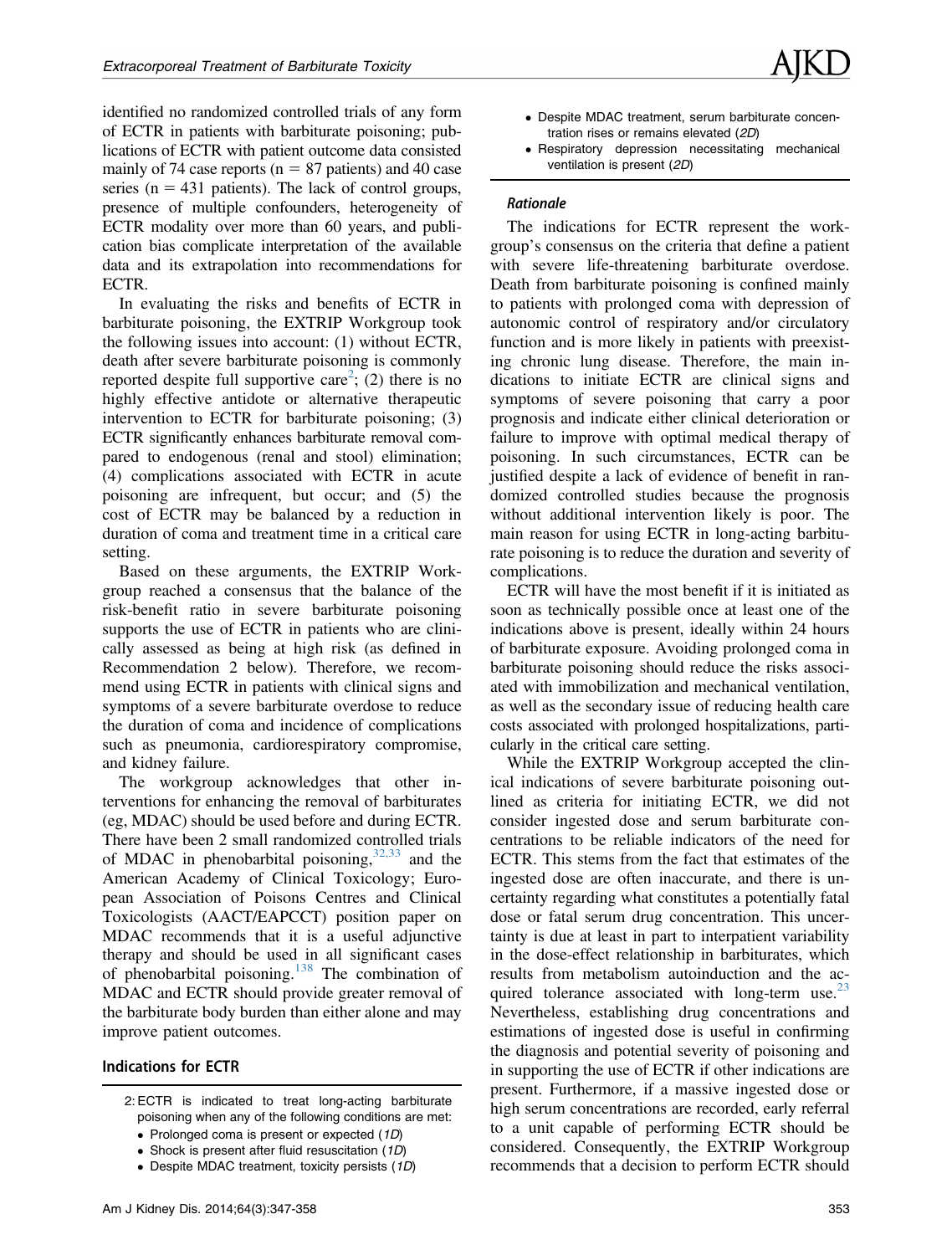identified no randomized controlled trials of any form of ECTR in patients with barbiturate poisoning; publications of ECTR with patient outcome data consisted mainly of 74 case reports (n = 87 patients) and 40 case series (n = 431 patients). The lack of control groups, presence of multiple confounders, heterogeneity of ECTR modality over more than 60 years, and publication bias complicate interpretation of the available data and its extrapolation into recommendations for ECTR.

In evaluating the risks and benefits of ECTR in barbiturate poisoning, the EXTRIP Workgroup took the following issues into account: (1) without ECTR, death after severe barbiturate poisoning is commonly reported despite full supportive care[2]; (2) there is no highly effective antidote or alternative therapeutic intervention to ECTR for barbiturate poisoning; (3) ECTR significantly enhances barbiturate removal compared to endogenous (renal and stool) elimination; (4) complications associated with ECTR in acute poisoning are infrequent, but occur; and (5) the cost of ECTR may be balanced by a reduction in duration of coma and treatment time in a critical care setting.

Based on these arguments, the EXTRIP Workgroup reached a consensus that the balance of the risk-benefit ratio in severe barbiturate poisoning supports the use of ECTR in patients who are clinically assessed as being at high risk (as defined in Recommendation 2 below). Therefore, we recommend using ECTR in patients with clinical signs and symptoms of a severe barbiturate overdose to reduce the duration of coma and incidence of complications such as pneumonia, cardiorespiratory compromise, and kidney failure.

The workgroup acknowledges that other interventions for enhancing the removal of barbiturates (eg, MDAC) should be used before and during ECTR. There have been 2 small randomized controlled trials of MDAC in phenobarbital poisoning,[32,33] and the American Academy of Clinical Toxicology; European Association of Poisons Centres and Clinical Toxicologists (AACT/EAPCCT) position paper on MDAC recommends that it is a useful adjunctive therapy and should be used in all significant cases of phenobarbital poisoning.[138] The combination of MDAC and ECTR should provide greater removal of the barbiturate body burden than either alone and may improve patient outcomes.

## Indications for ECTR

2: ECTR is indicated to treat long-acting barbiturate poisoning when any of the following conditions are met:

- Prolonged coma is present or expected (*1D*)
- Shock is present after fluid resuscitation (*1D*)
- Despite MDAC treatment, toxicity persists (*1D*)
- Despite MDAC treatment, serum barbiturate concentration rises or remains elevated (*2D*)
- Respiratory depression necessitating mechanical ventilation is present (*2D*)

### *Rationale*

The indications for ECTR represent the workgroup's consensus on the criteria that define a patient with severe life-threatening barbiturate overdose. Death from barbiturate poisoning is confined mainly to patients with prolonged coma with depression of autonomic control of respiratory and/or circulatory function and is more likely in patients with preexisting chronic lung disease. Therefore, the main indications to initiate ECTR are clinical signs and symptoms of severe poisoning that carry a poor prognosis and indicate either clinical deterioration or failure to improve with optimal medical therapy of poisoning. In such circumstances, ECTR can be justified despite a lack of evidence of benefit in randomized controlled studies because the prognosis without additional intervention likely is poor. The main reason for using ECTR in long-acting barbiturate poisoning is to reduce the duration and severity of complications.

ECTR will have the most benefit if it is initiated as soon as technically possible once at least one of the indications above is present, ideally within 24 hours of barbiturate exposure. Avoiding prolonged coma in barbiturate poisoning should reduce the risks associated with immobilization and mechanical ventilation, as well as the secondary issue of reducing health care costs associated with prolonged hospitalizations, particularly in the critical care setting.

While the EXTRIP Workgroup accepted the clinical indications of severe barbiturate poisoning outlined as criteria for initiating ECTR, we did not consider ingested dose and serum barbiturate concentrations to be reliable indicators of the need for ECTR. This stems from the fact that estimates of the ingested dose are often inaccurate, and there is uncertainty regarding what constitutes a potentially fatal dose or fatal serum drug concentration. This uncertainty is due at least in part to interpatient variability in the dose-effect relationship in barbiturates, which results from metabolism autoinduction and the acquired tolerance associated with long-term use.[23] Nevertheless, establishing drug concentrations and estimations of ingested dose is useful in confirming the diagnosis and potential severity of poisoning and in supporting the use of ECTR if other indications are present. Furthermore, if a massive ingested dose or high serum concentrations are recorded, early referral to a unit capable of performing ECTR should be considered. Consequently, the EXTRIP Workgroup recommends that a decision to perform ECTR should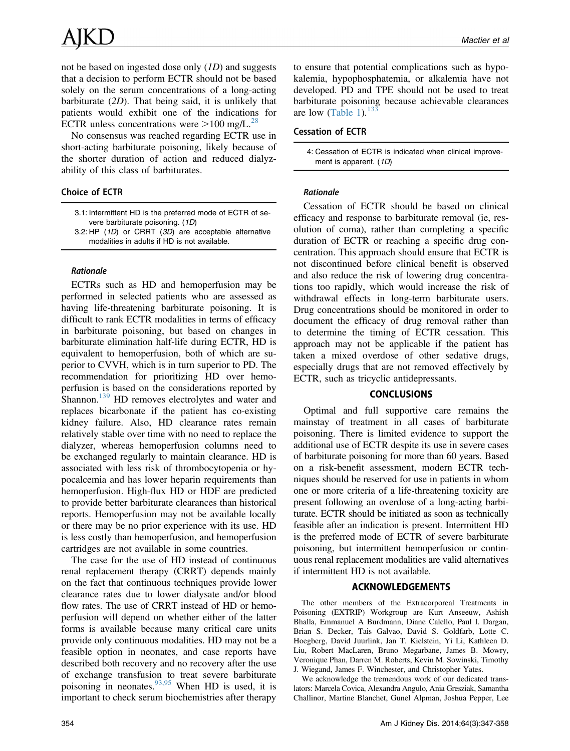not be based on ingested dose only (*1D*) and suggests that a decision to perform ECTR should not be based solely on the serum concentrations of a long-acting barbiturate (*2D*). That being said, it is unlikely that patients would exhibit one of the indications for ECTR unless concentrations were >100 mg/L.[28]

No consensus was reached regarding ECTR use in short-acting barbiturate poisoning, likely because of the shorter duration of action and reduced dialyzability of this class of barbiturates.

## Choice of ECTR

> 3.1: Intermittent HD is the preferred mode of ECTR of severe barbiturate poisoning. (*1D*)
>
> 3.2: HP (*1D*) or CRRT (*3D*) are acceptable alternative modalities in adults if HD is not available.

### *Rationale*

ECTRs such as HD and hemoperfusion may be performed in selected patients who are assessed as having life-threatening barbiturate poisoning. It is difficult to rank ECTR modalities in terms of efficacy in barbiturate poisoning, but based on changes in barbiturate elimination half-life during ECTR, HD is equivalent to hemoperfusion, both of which are superior to CVVH, which is in turn superior to PD. The recommendation for prioritizing HD over hemoperfusion is based on the considerations reported by Shannon.[139] HD removes electrolytes and water and replaces bicarbonate if the patient has co-existing kidney failure. Also, HD clearance rates remain relatively stable over time with no need to replace the dialyzer, whereas hemoperfusion columns need to be exchanged regularly to maintain clearance. HD is associated with less risk of thrombocytopenia or hypocalcemia and has lower heparin requirements than hemoperfusion. High-flux HD or HDF are predicted to provide better barbiturate clearances than historical reports. Hemoperfusion may not be available locally or there may be no prior experience with its use. HD is less costly than hemoperfusion, and hemoperfusion cartridges are not available in some countries.

The case for the use of HD instead of continuous renal replacement therapy (CRRT) depends mainly on the fact that continuous techniques provide lower clearance rates due to lower dialysate and/or blood flow rates. The use of CRRT instead of HD or hemoperfusion will depend on whether either of the latter forms is available because many critical care units provide only continuous modalities. HD may not be a feasible option in neonates, and case reports have described both recovery and no recovery after the use of exchange transfusion to treat severe barbiturate poisoning in neonates.[93,95] When HD is used, it is important to check serum biochemistries after therapy to ensure that potential complications such as hypokalemia, hypophosphatemia, or alkalemia have not developed. PD and TPE should not be used to treat barbiturate poisoning because achievable clearances are low (Table 1).[133]

## Cessation of ECTR

> 4: Cessation of ECTR is indicated when clinical improvement is apparent. (*1D*)

### *Rationale*

Cessation of ECTR should be based on clinical efficacy and response to barbiturate removal (ie, resolution of coma), rather than completing a specific duration of ECTR or reaching a specific drug concentration. This approach should ensure that ECTR is not discontinued before clinical benefit is observed and also reduce the risk of lowering drug concentrations too rapidly, which would increase the risk of withdrawal effects in long-term barbiturate users. Drug concentrations should be monitored in order to document the efficacy of drug removal rather than to determine the timing of ECTR cessation. This approach may not be applicable if the patient has taken a mixed overdose of other sedative drugs, especially drugs that are not removed effectively by ECTR, such as tricyclic antidepressants.

## CONCLUSIONS

Optimal and full supportive care remains the mainstay of treatment in all cases of barbiturate poisoning. There is limited evidence to support the additional use of ECTR despite its use in severe cases of barbiturate poisoning for more than 60 years. Based on a risk-benefit assessment, modern ECTR techniques should be reserved for use in patients in whom one or more criteria of a life-threatening toxicity are present following an overdose of a long-acting barbiturate. ECTR should be initiated as soon as technically feasible after an indication is present. Intermittent HD is the preferred mode of ECTR of severe barbiturate poisoning, but intermittent hemoperfusion or continuous renal replacement modalities are valid alternatives if intermittent HD is not available.

## ACKNOWLEDGEMENTS

The other members of the Extracorporeal Treatments in Poisoning (EXTRIP) Workgroup are Kurt Anseeuw, Ashish Bhalla, Emmanuel A Burdmann, Diane Calello, Paul I. Dargan, Brian S. Decker, Tais Galvao, David S. Goldfarb, Lotte C. Hoegberg, David Juurlink, Jan T. Kielstein, Yi Li, Kathleen D. Liu, Robert MacLaren, Bruno Megarbane, James B. Mowry, Veronique Phan, Darren M. Roberts, Kevin M. Sowinski, Timothy J. Wiegand, James F. Winchester, and Christopher Yates.

We acknowledge the tremendous work of our dedicated translators: Marcela Covica, Alexandra Angulo, Ania Gresziak, Samantha Challinor, Martine Blanchet, Gunel Alpman, Joshua Pepper, Lee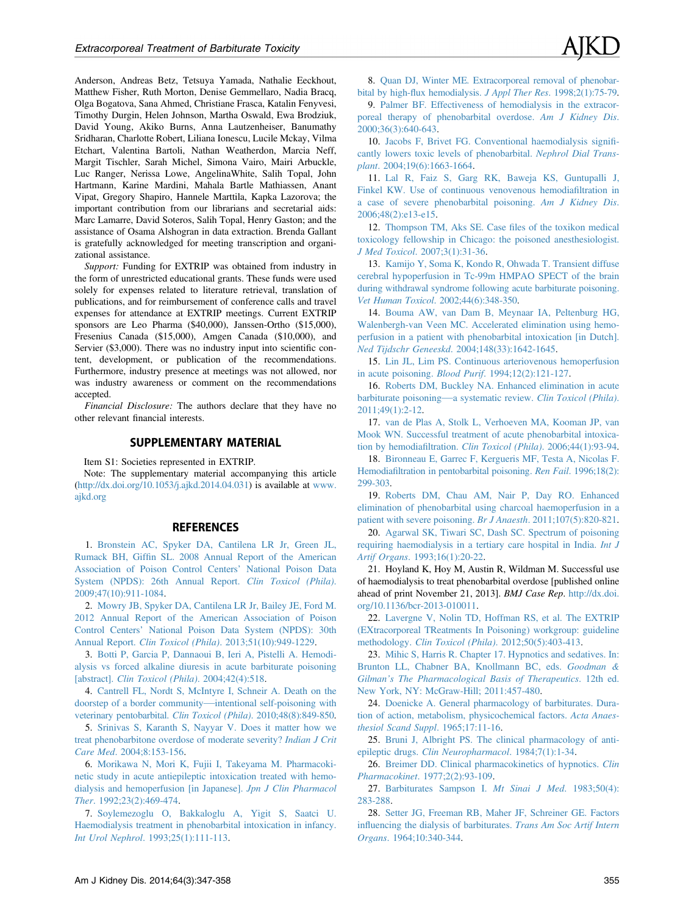Anderson, Andreas Betz, Tetsuya Yamada, Nathalie Eeckhout, Matthew Fisher, Ruth Morton, Denise Gemmellaro, Nadia Bracq, Olga Bogatova, Sana Ahmed, Christiane Frasca, Katalin Fenyvesi, Timothy Durgin, Helen Johnson, Martha Oswald, Ewa Brodziuk, David Young, Akiko Burns, Anna Lautzenheiser, Banumathy Sridharan, Charlotte Robert, Liliana Ionescu, Lucile Mckay, Vilma Etchart, Valentina Bartoli, Nathan Weatherdon, Marcia Neff, Margit Tischler, Sarah Michel, Simona Vairo, Mairi Arbuckle, Luc Ranger, Nerissa Lowe, AngelinaWhite, Salih Topal, John Hartmann, Karine Mardini, Mahala Bartle Mathiassen, Anant Vipat, Gregory Shapiro, Hannele Marttila, Kapka Lazorova; the important contribution from our librarians and secretarial aids: Marc Lamarre, David Soteros, Salih Topal, Henry Gaston; and the assistance of Osama Alshogran in data extraction. Brenda Gallant is gratefully acknowledged for meeting transcription and organizational assistance.

*Support:* Funding for EXTRIP was obtained from industry in the form of unrestricted educational grants. These funds were used solely for expenses related to literature retrieval, translation of publications, and for reimbursement of conference calls and travel expenses for attendance at EXTRIP meetings. Current EXTRIP sponsors are Leo Pharma ($40,000), Janssen-Ortho ($15,000), Fresenius Canada ($15,000), Amgen Canada ($10,000), and Servier ($3,000). There was no industry input into scientific content, development, or publication of the recommendations. Furthermore, industry presence at meetings was not allowed, nor was industry awareness or comment on the recommendations accepted.

*Financial Disclosure:* The authors declare that they have no other relevant financial interests.

## SUPPLEMENTARY MATERIAL

Item S1: Societies represented in EXTRIP.

Note: The supplementary material accompanying this article (http://dx.doi.org/10.1053/j.ajkd.2014.04.031) is available at www.ajkd.org

## REFERENCES

1. Bronstein AC, Spyker DA, Cantilena LR Jr, Green JL, Rumack BH, Giffin SL. 2008 Annual Report of the American Association of Poison Control Centers' National Poison Data System (NPDS): 26th Annual Report. *Clin Toxicol (Phila).* 2009;47(10):911-1084.

2. Mowry JB, Spyker DA, Cantilena LR Jr, Bailey JE, Ford M. 2012 Annual Report of the American Association of Poison Control Centers' National Poison Data System (NPDS): 30th Annual Report. *Clin Toxicol (Phila).* 2013;51(10):949-1229.

3. Botti P, Garcia P, Dannaoui B, Ieri A, Pistelli A. Hemodialysis vs forced alkaline diuresis in acute barbiturate poisoning [abstract]. *Clin Toxicol (Phila).* 2004;42(4):518.

4. Cantrell FL, Nordt S, McIntyre I, Schneir A. Death on the doorstep of a border community—intentional self-poisoning with veterinary pentobarbital. *Clin Toxicol (Phila).* 2010;48(8):849-850.

5. Srinivas S, Karanth S, Nayyar V. Does it matter how we treat phenobarbitone overdose of moderate severity? *Indian J Crit Care Med.* 2004;8:153-156.

6. Morikawa N, Mori K, Fujii I, Takeyama M. Pharmacokinetic study in acute antiepileptic intoxication treated with hemodialysis and hemoperfusion [in Japanese]. *Jpn J Clin Pharmacol Ther.* 1992;23(2):469-474.

7. Soylemezoglu O, Bakkaloglu A, Yigit S, Saatci U. Haemodialysis treatment in phenobarbital intoxication in infancy. *Int Urol Nephrol.* 1993;25(1):111-113.

8. Quan DJ, Winter ME. Extracorporeal removal of phenobarbital by high-flux hemodialysis. *J Appl Ther Res.* 1998;2(1):75-79.

9. Palmer BF. Effectiveness of hemodialysis in the extracorporeal therapy of phenobarbital overdose. *Am J Kidney Dis.* 2000;36(3):640-643.

10. Jacobs F, Brivet FG. Conventional haemodialysis significantly lowers toxic levels of phenobarbital. *Nephrol Dial Transplant.* 2004;19(6):1663-1664.

11. Lal R, Faiz S, Garg RK, Baweja KS, Guntupalli J, Finkel KW. Use of continuous venovenous hemodiafiltration in a case of severe phenobarbital poisoning. *Am J Kidney Dis.* 2006;48(2):e13-e15.

12. Thompson TM, Aks SE. Case files of the toxikon medical toxicology fellowship in Chicago: the poisoned anesthesiologist. *J Med Toxicol.* 2007;3(1):31-36.

13. Kamijo Y, Soma K, Kondo R, Ohwada T. Transient diffuse cerebral hypoperfusion in Tc-99m HMPAO SPECT of the brain during withdrawal syndrome following acute barbiturate poisoning. *Vet Human Toxicol.* 2002;44(6):348-350.

14. Bouma AW, van Dam B, Meynaar IA, Peltenburg HG, Walenbergh-van Veen MC. Accelerated elimination using hemoperfusion in a patient with phenobarbital intoxication [in Dutch]. *Ned Tijdschr Geneeskd.* 2004;148(33):1642-1645.

15. Lin JL, Lim PS. Continuous arteriovenous hemoperfusion in acute poisoning. *Blood Purif.* 1994;12(2):121-127.

16. Roberts DM, Buckley NA. Enhanced elimination in acute barbiturate poisoning—a systematic review. *Clin Toxicol (Phila).* 2011;49(1):2-12.

17. van de Plas A, Stolk L, Verhoeven MA, Kooman JP, van Mook WN. Successful treatment of acute phenobarbital intoxication by hemodiafiltration. *Clin Toxicol (Phila).* 2006;44(1):93-94.

18. Bironneau E, Garrec F, Kergueris MF, Testa A, Nicolas F. Hemodiafiltration in pentobarbital poisoning. *Ren Fail.* 1996;18(2):299-303.

19. Roberts DM, Chau AM, Nair P, Day RO. Enhanced elimination of phenobarbital using charcoal haemoperfusion in a patient with severe poisoning. *Br J Anaesth.* 2011;107(5):820-821.

20. Agarwal SK, Tiwari SC, Dash SC. Spectrum of poisoning requiring haemodialysis in a tertiary care hospital in India. *Int J Artif Organs.* 1993;16(1):20-22.

21. Hoyland K, Hoy M, Austin R, Wildman M. Successful use of haemodialysis to treat phenobarbital overdose [published online ahead of print November 21, 2013]. *BMJ Case Rep.* http://dx.doi.org/10.1136/bcr-2013-010011.

22. Lavergne V, Nolin TD, Hoffman RS, et al. The EXTRIP (EXtracorporeal TReatments In Poisoning) workgroup: guideline methodology. *Clin Toxicol (Phila).* 2012;50(5):403-413.

23. Mihic S, Harris R. Chapter 17. Hypnotics and sedatives. In: Brunton LL, Chabner BA, Knollmann BC, eds. *Goodman & Gilman's The Pharmacological Basis of Therapeutics.* 12th ed. New York, NY: McGraw-Hill; 2011:457-480.

24. Doenicke A. General pharmacology of barbiturates. Duration of action, metabolism, physicochemical factors. *Acta Anaesthesiol Scand Suppl.* 1965;17:11-16.

25. Bruni J, Albright PS. The clinical pharmacology of antiepileptic drugs. *Clin Neuropharmacol.* 1984;7(1):1-34.

26. Breimer DD. Clinical pharmacokinetics of hypnotics. *Clin Pharmacokinet.* 1977;2(2):93-109.

27. Barbiturates Sampson I. *Mt Sinai J Med.* 1983;50(4):283-288.

28. Setter JG, Freeman RB, Maher JF, Schreiner GE. Factors influencing the dialysis of barbiturates. *Trans Am Soc Artif Intern Organs.* 1964;10:340-344.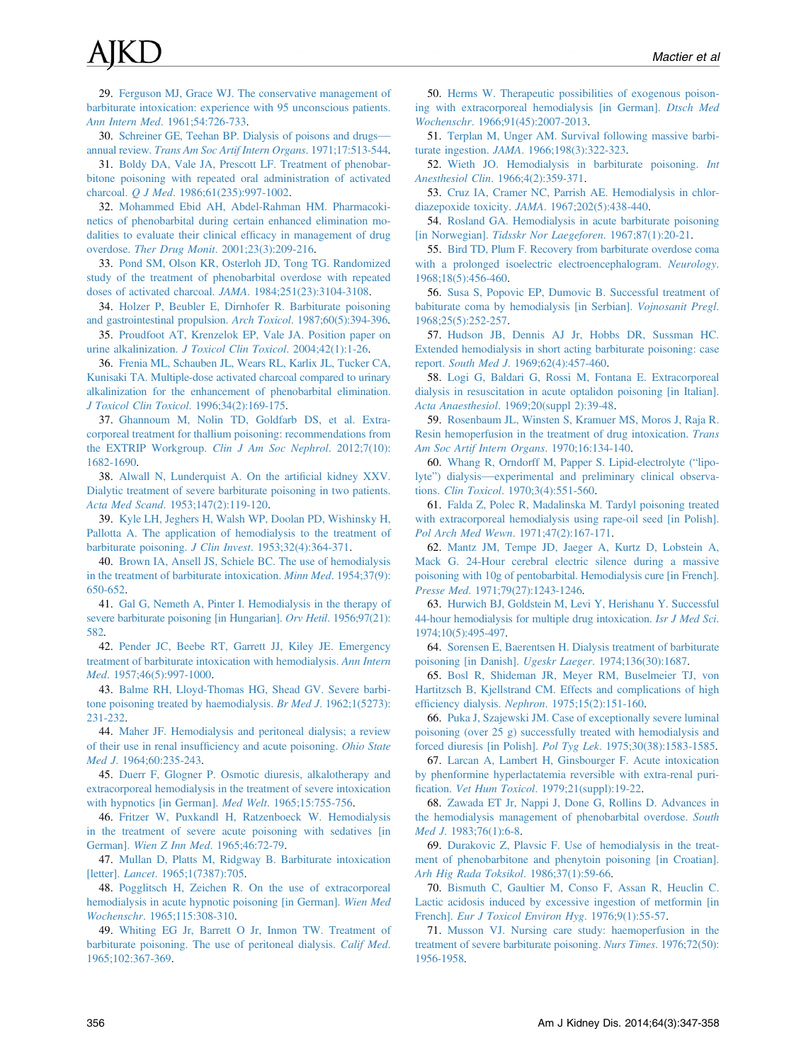29. Ferguson MJ, Grace WJ. The conservative management of barbiturate intoxication: experience with 95 unconscious patients. *Ann Intern Med*. 1961;54:726-733.

30. Schreiner GE, Teehan BP. Dialysis of poisons and drugs—annual review. *Trans Am Soc Artif Intern Organs*. 1971;17:513-544.

31. Boldy DA, Vale JA, Prescott LF. Treatment of phenobarbitone poisoning with repeated oral administration of activated charcoal. *Q J Med*. 1986;61(235):997-1002.

32. Mohammed Ebid AH, Abdel-Rahman HM. Pharmacokinetics of phenobarbital during certain enhanced elimination modalities to evaluate their clinical efficacy in management of drug overdose. *Ther Drug Monit*. 2001;23(3):209-216.

33. Pond SM, Olson KR, Osterloh JD, Tong TG. Randomized study of the treatment of phenobarbital overdose with repeated doses of activated charcoal. *JAMA*. 1984;251(23):3104-3108.

34. Holzer P, Beubler E, Dirnhofer R. Barbiturate poisoning and gastrointestinal propulsion. *Arch Toxicol*. 1987;60(5):394-396.

35. Proudfoot AT, Krenzelok EP, Vale JA. Position paper on urine alkalinization. *J Toxicol Clin Toxicol*. 2004;42(1):1-26.

36. Frenia ML, Schauben JL, Wears RL, Karlix JL, Tucker CA, Kunisaki TA. Multiple-dose activated charcoal compared to urinary alkalinization for the enhancement of phenobarbital elimination. *J Toxicol Clin Toxicol*. 1996;34(2):169-175.

37. Ghannoum M, Nolin TD, Goldfarb DS, et al. Extracorporeal treatment for thallium poisoning: recommendations from the EXTRIP Workgroup. *Clin J Am Soc Nephrol*. 2012;7(10):1682-1690.

38. Alwall N, Lunderquist A. On the artificial kidney XXV. Dialytic treatment of severe barbiturate poisoning in two patients. *Acta Med Scand*. 1953;147(2):119-120.

39. Kyle LH, Jeghers H, Walsh WP, Doolan PD, Wishinsky H, Pallotta A. The application of hemodialysis to the treatment of barbiturate poisoning. *J Clin Invest*. 1953;32(4):364-371.

40. Brown IA, Ansell JS, Schiele BC. The use of hemodialysis in the treatment of barbiturate intoxication. *Minn Med*. 1954;37(9):650-652.

41. Gal G, Nemeth A, Pinter I. Hemodialysis in the therapy of severe barbiturate poisoning [in Hungarian]. *Orv Hetil*. 1956;97(21):582.

42. Pender JC, Beebe RT, Garrett JJ, Kiley JE. Emergency treatment of barbiturate intoxication with hemodialysis. *Ann Intern Med*. 1957;46(5):997-1000.

43. Balme RH, Lloyd-Thomas HG, Shead GV. Severe barbitone poisoning treated by haemodialysis. *Br Med J*. 1962;1(5273):231-232.

44. Maher JF. Hemodialysis and peritoneal dialysis; a review of their use in renal insufficiency and acute poisoning. *Ohio State Med J*. 1964;60:235-243.

45. Duerr F, Glogner P. Osmotic diuresis, alkalotherapy and extracorporeal hemodialysis in the treatment of severe intoxication with hypnotics [in German]. *Med Welt*. 1965;15:755-756.

46. Fritzer W, Puxkandl H, Ratzenboeck W. Hemodialysis in the treatment of severe acute poisoning with sedatives [in German]. *Wien Z Inn Med*. 1965;46:72-79.

47. Mullan D, Platts M, Ridgway B. Barbiturate intoxication [letter]. *Lancet*. 1965;1(7387):705.

48. Pogglitsch H, Zeichen R. On the use of extracorporeal hemodialysis in acute hypnotic poisoning [in German]. *Wien Med Wochenschr*. 1965;115:308-310.

49. Whiting EG Jr, Barrett O Jr, Inmon TW. Treatment of barbiturate poisoning. The use of peritoneal dialysis. *Calif Med*. 1965;102:367-369.

50. Herms W. Therapeutic possibilities of exogenous poisoning with extracorporeal hemodialysis [in German]. *Dtsch Med Wochenschr*. 1966;91(45):2007-2013.

51. Terplan M, Unger AM. Survival following massive barbiturate ingestion. *JAMA*. 1966;198(3):322-323.

52. Wieth JO. Hemodialysis in barbiturate poisoning. *Int Anesthesiol Clin*. 1966;4(2):359-371.

53. Cruz IA, Cramer NC, Parrish AE. Hemodialysis in chlordiazepoxide toxicity. *JAMA*. 1967;202(5):438-440.

54. Rosland GA. Hemodialysis in acute barbiturate poisoning [in Norwegian]. *Tidsskr Nor Laegeforen*. 1967;87(1):20-21.

55. Bird TD, Plum F. Recovery from barbiturate overdose coma with a prolonged isoelectric electroencephalogram. *Neurology*. 1968;18(5):456-460.

56. Susa S, Popovic EP, Dumovic B. Successful treatment of babiturate coma by hemodialysis [in Serbian]. *Vojnosanit Pregl*. 1968;25(5):252-257.

57. Hudson JB, Dennis AJ Jr, Hobbs DR, Sussman HC. Extended hemodialysis in short acting barbiturate poisoning: case report. *South Med J*. 1969;62(4):457-460.

58. Logi G, Baldari G, Rossi M, Fontana E. Extracorporeal dialysis in resuscitation in acute optalidon poisoning [in Italian]. *Acta Anaesthesiol*. 1969;20(suppl 2):39-48.

59. Rosenbaum JL, Winsten S, Kramer MS, Moros J, Raja R. Resin hemoperfusion in the treatment of drug intoxication. *Trans Am Soc Artif Intern Organs*. 1970;16:134-140.

60. Whang R, Orndorff M, Papper S. Lipid-electrolyte ("lipolyte") dialysis—experimental and preliminary clinical observations. *Clin Toxicol*. 1970;3(4):551-560.

61. Falda Z, Polec R, Madalinska M. Tardyl poisoning treated with extracorporeal hemodialysis using rape-oil seed [in Polish]. *Pol Arch Med Wewn*. 1971;47(2):167-171.

62. Mantz JM, Tempe JD, Jaeger A, Kurtz D, Lobstein A, Mack G. 24-Hour cerebral electric silence during a massive poisoning with 10g of pentobarbital. Hemodialysis cure [in French]. *Presse Med*. 1971;79(27):1243-1246.

63. Hurwich BJ, Goldstein M, Levi Y, Herishanu Y. Successful 44-hour hemodialysis for multiple drug intoxication. *Isr J Med Sci*. 1974;10(5):495-497.

64. Sorensen E, Baerentsen H. Dialysis treatment of barbiturate poisoning [in Danish]. *Ugeskr Laeger*. 1974;136(30):1687.

65. Bosl R, Shideman JR, Meyer RM, Buselmeier TJ, von Hartitzsch B, Kjellstrand CM. Effects and complications of high efficiency dialysis. *Nephron*. 1975;15(2):151-160.

66. Puka J, Szajewski JM. Case of exceptionally severe luminal poisoning (over 25 g) successfully treated with hemodialysis and forced diuresis [in Polish]. *Pol Tyg Lek*. 1975;30(38):1583-1585.

67. Larcan A, Lambert H, Ginsbourger F. Acute intoxication by phenformine hyperlactatemia reversible with extra-renal purification. *Vet Hum Toxicol*. 1979;21(suppl):19-22.

68. Zawada ET Jr, Nappi J, Done G, Rollins D. Advances in the hemodialysis management of phenobarbital overdose. *South Med J*. 1983;76(1):6-8.

69. Durakovic Z, Plavsic F. Use of hemodialysis in the treatment of phenobarbitone and phenytoin poisoning [in Croatian]. *Arh Hig Rada Toksikol*. 1986;37(1):59-66.

70. Bismuth C, Gaultier M, Conso F, Assan R, Heuclin C. Lactic acidosis induced by excessive ingestion of metformin [in French]. *Eur J Toxicol Environ Hyg*. 1976;9(1):55-57.

71. Musson VJ. Nursing care study: haemoperfusion in the treatment of severe barbiturate poisoning. *Nurs Times*. 1976;72(50):1956-1958.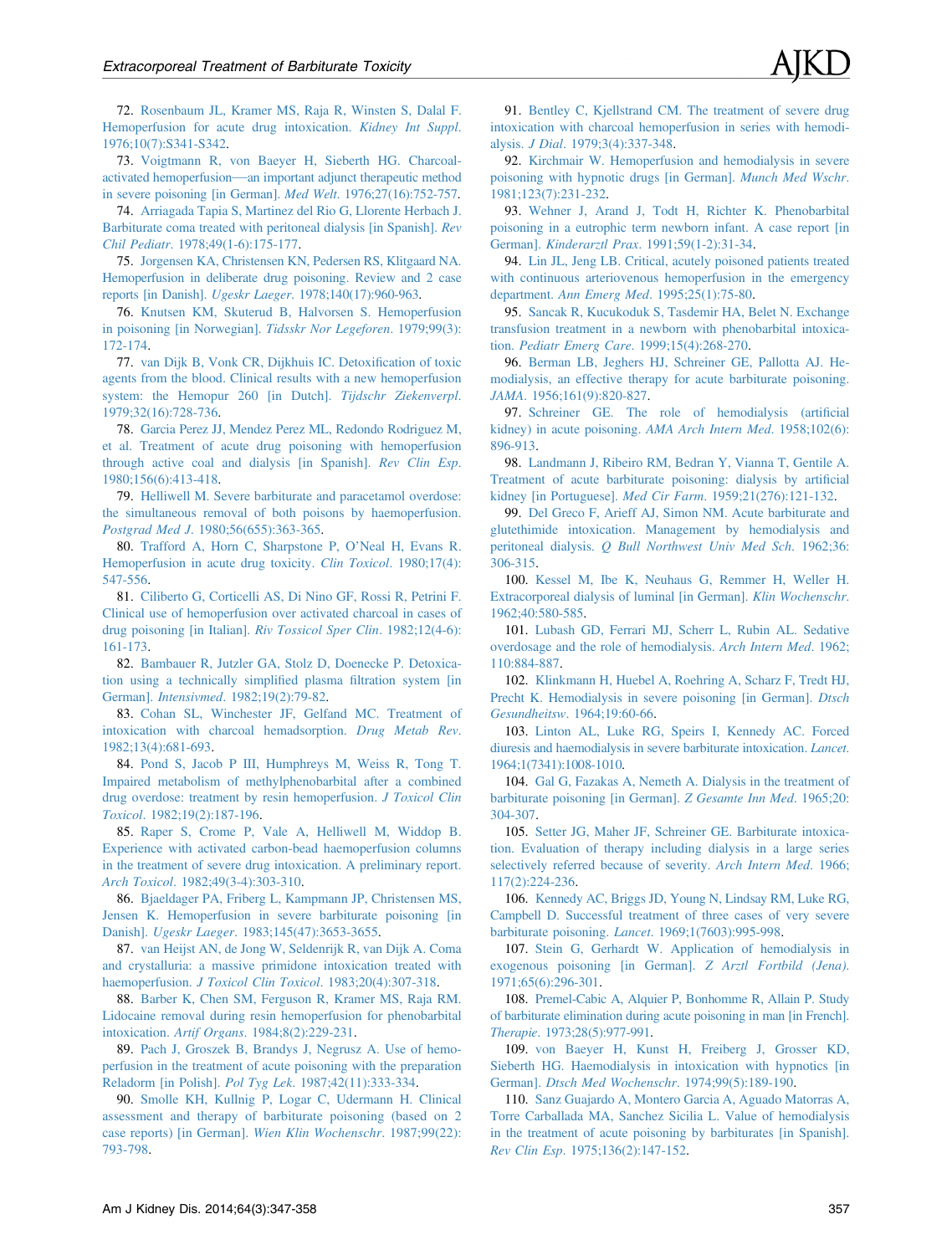72. Rosenbaum JL, Kramer MS, Raja R, Winsten S, Dalal F. Hemoperfusion for acute drug intoxication. *Kidney Int Suppl*. 1976;10(7):S341-S342.

73. Voigtmann R, von Baeyer H, Sieberth HG. Charcoal-activated hemoperfusion—an important adjunct therapeutic method in severe poisoning [in German]. *Med Welt*. 1976;27(16):752-757.

74. Arriagada Tapia S, Martinez del Rio G, Llorente Herbach J. Barbiturate coma treated with peritoneal dialysis [in Spanish]. *Rev Chil Pediatr*. 1978;49(1-6):175-177.

75. Jorgensen KA, Christensen KN, Pedersen RS, Klitgaard NA. Hemoperfusion in deliberate drug poisoning. Review and 2 case reports [in Danish]. *Ugeskr Laeger*. 1978;140(17):960-963.

76. Knutsen KM, Skuterud B, Halvorsen S. Hemoperfusion in poisoning [in Norwegian]. *Tidsskr Nor Legeforen*. 1979;99(3):172-174.

77. van Dijk B, Vonk CR, Dijkhuis IC. Detoxification of toxic agents from the blood. Clinical results with a new hemoperfusion system: the Hemopur 260 [in Dutch]. *Tijdschr Ziekenverpl*. 1979;32(16):728-736.

78. Garcia Perez JJ, Mendez Perez ML, Redondo Rodriguez M, et al. Treatment of acute drug poisoning with hemoperfusion through active coal and dialysis [in Spanish]. *Rev Clin Esp*. 1980;156(6):413-418.

79. Helliwell M. Severe barbiturate and paracetamol overdose: the simultaneous removal of both poisons by haemoperfusion. *Postgrad Med J*. 1980;56(655):363-365.

80. Trafford A, Horn C, Sharpstone P, O'Neal H, Evans R. Hemoperfusion in acute drug toxicity. *Clin Toxicol*. 1980;17(4):547-556.

81. Ciliberto G, Corticelli AS, Di Nino GF, Rossi R, Petrini F. Clinical use of hemoperfusion over activated charcoal in cases of drug poisoning [in Italian]. *Riv Tossicol Sper Clin*. 1982;12(4-6):161-173.

82. Bambauer R, Jutzler GA, Stolz D, Doenecke P. Detoxication using a technically simplified plasma filtration system [in German]. *Intensivmed*. 1982;19(2):79-82.

83. Cohan SL, Winchester JF, Gelfand MC. Treatment of intoxication with charcoal hemadsorption. *Drug Metab Rev*. 1982;13(4):681-693.

84. Pond S, Jacob P III, Humphreys M, Weiss R, Tong T. Impaired metabolism of methylphenobarbital after a combined drug overdose: treatment by resin hemoperfusion. *J Toxicol Clin Toxicol*. 1982;19(2):187-196.

85. Raper S, Crome P, Vale A, Helliwell M, Widdop B. Experience with activated carbon-bead haemoperfusion columns in the treatment of severe drug intoxication. A preliminary report. *Arch Toxicol*. 1982;49(3-4):303-310.

86. Bjaeldager PA, Friberg L, Kampmann JP, Christensen MS, Jensen K. Hemoperfusion in severe barbiturate poisoning [in Danish]. *Ugeskr Laeger*. 1983;145(47):3653-3655.

87. van Heijst AN, de Jong W, Seldenrijk R, van Dijk A. Coma and crystalluria: a massive primidone intoxication treated with haemoperfusion. *J Toxicol Clin Toxicol*. 1983;20(4):307-318.

88. Barber K, Chen SM, Ferguson R, Kramer MS, Raja RM. Lidocaine removal during resin hemoperfusion for phenobarbital intoxication. *Artif Organs*. 1984;8(2):229-231.

89. Pach J, Groszek B, Brandys J, Negrusz A. Use of hemoperfusion in the treatment of acute poisoning with the preparation Reladorm [in Polish]. *Pol Tyg Lek*. 1987;42(11):333-334.

90. Smolle KH, Kullnig P, Logar C, Udermann H. Clinical assessment and therapy of barbiturate poisoning (based on 2 case reports) [in German]. *Wien Klin Wochenschr*. 1987;99(22):793-798.

91. Bentley C, Kjellstrand CM. The treatment of severe drug intoxication with charcoal hemoperfusion in series with hemodialysis. *J Dial*. 1979;3(4):337-348.

92. Kirchmair W. Hemoperfusion and hemodialysis in severe poisoning with hypnotic drugs [in German]. *Munch Med Wschr*. 1981;123(7):231-232.

93. Wehner J, Arand J, Todt H, Richter K. Phenobarbital poisoning in a eutrophic term newborn infant. A case report [in German]. *Kinderarztl Prax*. 1991;59(1-2):31-34.

94. Lin JL, Jeng LB. Critical, acutely poisoned patients treated with continuous arteriovenous hemoperfusion in the emergency department. *Ann Emerg Med*. 1995;25(1):75-80.

95. Sancak R, Kucukoduk S, Tasdemir HA, Belet N. Exchange transfusion treatment in a newborn with phenobarbital intoxication. *Pediatr Emerg Care*. 1999;15(4):268-270.

96. Berman LB, Jeghers HJ, Schreiner GE, Pallotta AJ. Hemodialysis, an effective therapy for acute barbiturate poisoning. *JAMA*. 1956;161(9):820-827.

97. Schreiner GE. The role of hemodialysis (artificial kidney) in acute poisoning. *AMA Arch Intern Med*. 1958;102(6):896-913.

98. Landmann J, Ribeiro RM, Bedran Y, Vianna T, Gentile A. Treatment of acute barbiturate poisoning: dialysis by artificial kidney [in Portuguese]. *Med Cir Farm*. 1959;21(276):121-132.

99. Del Greco F, Arieff AJ, Simon NM. Acute barbiturate and glutethimide intoxication. Management by hemodialysis and peritoneal dialysis. *Q Bull Northwest Univ Med Sch*. 1962;36:306-315.

100. Kessel M, Ibe K, Neuhaus G, Remmer H, Weller H. Extracorporeal dialysis of luminal [in German]. *Klin Wochenschr*. 1962;40:580-585.

101. Lubash GD, Ferrari MJ, Scherr L, Rubin AL. Sedative overdosage and the role of hemodialysis. *Arch Intern Med*. 1962;110:884-887.

102. Klinkmann H, Huebel A, Roehring A, Scharz F, Tredt HJ, Precht K. Hemodialysis in severe poisoning [in German]. *Dtsch Gesundheitsw*. 1964;19:60-66.

103. Linton AL, Luke RG, Speirs I, Kennedy AC. Forced diuresis and haemodialysis in severe barbiturate intoxication. *Lancet*. 1964;1(7341):1008-1010.

104. Gal G, Fazakas A, Nemeth A. Dialysis in the treatment of barbiturate poisoning [in German]. *Z Gesamte Inn Med*. 1965;20:304-307.

105. Setter JG, Maher JF, Schreiner GE. Barbiturate intoxication. Evaluation of therapy including dialysis in a large series selectively referred because of severity. *Arch Intern Med*. 1966;117(2):224-236.

106. Kennedy AC, Briggs JD, Young N, Lindsay RM, Luke RG, Campbell D. Successful treatment of three cases of very severe barbiturate poisoning. *Lancet*. 1969;1(7603):995-998.

107. Stein G, Gerhardt W. Application of hemodialysis in exogenous poisoning [in German]. *Z Arztl Fortbild (Jena)*. 1971;65(6):296-301.

108. Premel-Cabic A, Alquier P, Bonhomme R, Allain P. Study of barbiturate elimination during acute poisoning in man [in French]. *Therapie*. 1973;28(5):977-991.

109. von Baeyer H, Kunst H, Freiberg J, Grosser KD, Sieberth HG. Haemodialysis in intoxication with hypnotics [in German]. *Dtsch Med Wochenschr*. 1974;99(5):189-190.

110. Sanz Guajardo A, Montero Garcia A, Aguado Matorras A, Torre Carballada MA, Sanchez Sicilia L. Value of hemodialysis in the treatment of acute poisoning by barbiturates [in Spanish]. *Rev Clin Esp*. 1975;136(2):147-152.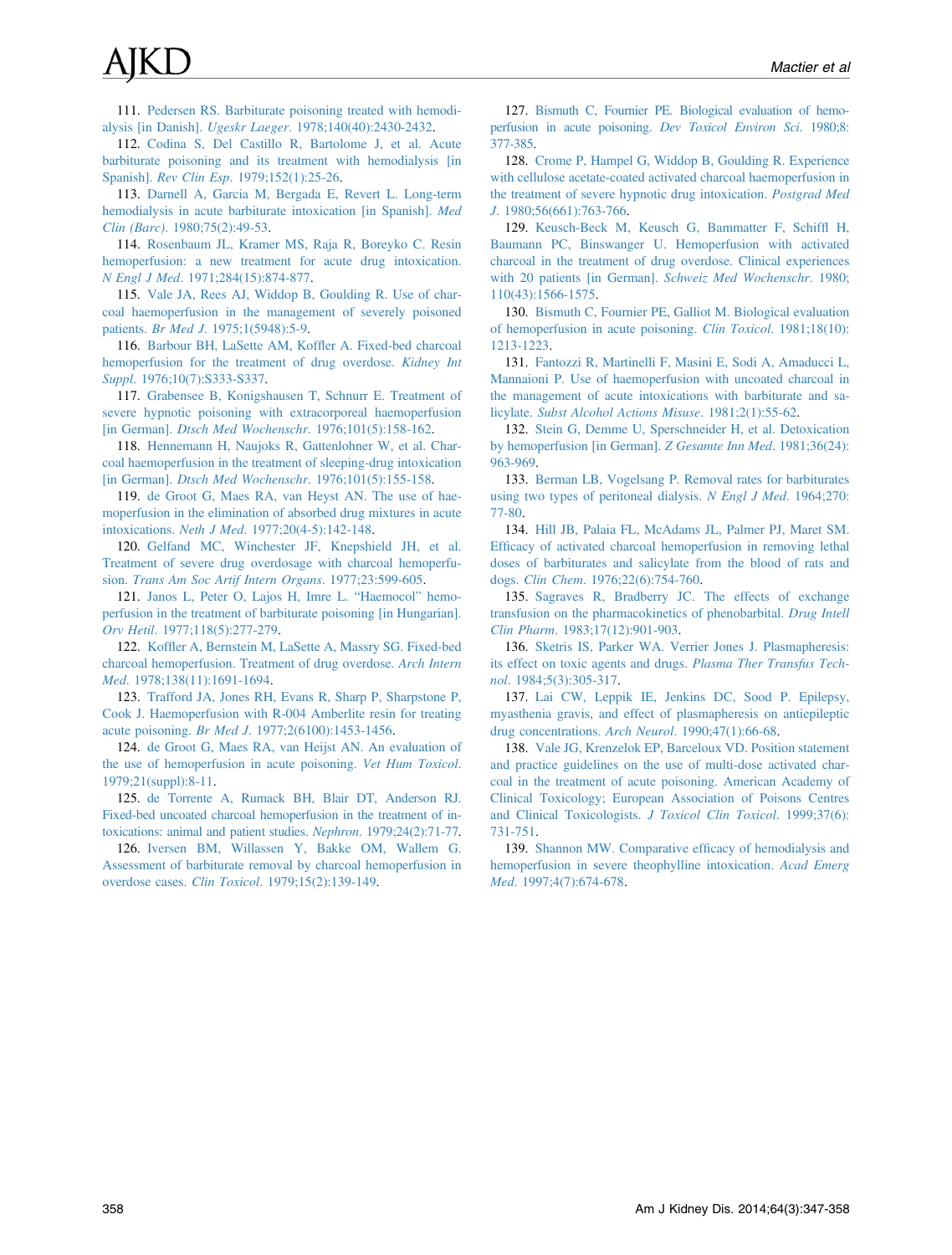111. Pedersen RS. Barbiturate poisoning treated with hemodialysis [in Danish]. *Ugeskr Laeger*. 1978;140(40):2430-2432.

112. Codina S, Del Castillo R, Bartolome J, et al. Acute barbiturate poisoning and its treatment with hemodialysis [in Spanish]. *Rev Clin Esp*. 1979;152(1):25-26.

113. Darnell A, Garcia M, Bergada E, Revert L. Long-term hemodialysis in acute barbiturate intoxication [in Spanish]. *Med Clin (Barc)*. 1980;75(2):49-53.

114. Rosenbaum JL, Kramer MS, Raja R, Boreyko C. Resin hemoperfusion: a new treatment for acute drug intoxication. *N Engl J Med*. 1971;284(15):874-877.

115. Vale JA, Rees AJ, Widdop B, Goulding R. Use of charcoal haemoperfusion in the management of severely poisoned patients. *Br Med J*. 1975;1(5948):5-9.

116. Barbour BH, LaSette AM, Koffler A. Fixed-bed charcoal hemoperfusion for the treatment of drug overdose. *Kidney Int Suppl*. 1976;10(7):S333-S337.

117. Grabensee B, Konigshausen T, Schnurr E. Treatment of severe hypnotic poisoning with extracorporeal haemoperfusion [in German]. *Dtsch Med Wochenschr*. 1976;101(5):158-162.

118. Hennemann H, Naujoks R, Gattenlohner W, et al. Charcoal haemoperfusion in the treatment of sleeping-drug intoxication [in German]. *Dtsch Med Wochenschr*. 1976;101(5):155-158.

119. de Groot G, Maes RA, van Heyst AN. The use of haemoperfusion in the elimination of absorbed drug mixtures in acute intoxications. *Neth J Med*. 1977;20(4-5):142-148.

120. Gelfand MC, Winchester JF, Knepshield JH, et al. Treatment of severe drug overdosage with charcoal hemoperfusion. *Trans Am Soc Artif Intern Organs*. 1977;23:599-605.

121. Janos L, Peter O, Lajos H, Imre L. "Haemocol" hemoperfusion in the treatment of barbiturate poisoning [in Hungarian]. *Orv Hetil*. 1977;118(5):277-279.

122. Koffler A, Bernstein M, LaSette A, Massry SG. Fixed-bed charcoal hemoperfusion. Treatment of drug overdose. *Arch Intern Med*. 1978;138(11):1691-1694.

123. Trafford JA, Jones RH, Evans R, Sharp P, Sharpstone P, Cook J. Haemoperfusion with R-004 Amberlite resin for treating acute poisoning. *Br Med J*. 1977;2(6100):1453-1456.

124. de Groot G, Maes RA, van Heijst AN. An evaluation of the use of hemoperfusion in acute poisoning. *Vet Hum Toxicol*. 1979;21(suppl):8-11.

125. de Torrente A, Rumack BH, Blair DT, Anderson RJ. Fixed-bed uncoated charcoal hemoperfusion in the treatment of intoxications: animal and patient studies. *Nephron*. 1979;24(2):71-77.

126. Iversen BM, Willassen Y, Bakke OM, Wallem G. Assessment of barbiturate removal by charcoal hemoperfusion in overdose cases. *Clin Toxicol*. 1979;15(2):139-149.

127. Bismuth C, Fournier PE. Biological evaluation of hemoperfusion in acute poisoning. *Dev Toxicol Environ Sci*. 1980;8:377-385.

128. Crome P, Hampel G, Widdop B, Goulding R. Experience with cellulose acetate-coated activated charcoal haemoperfusion in the treatment of severe hypnotic drug intoxication. *Postgrad Med J*. 1980;56(661):763-766.

129. Keusch-Beck M, Keusch G, Bammatter F, Schiffl H, Baumann PC, Binswanger U. Hemoperfusion with activated charcoal in the treatment of drug overdose. Clinical experiences with 20 patients [in German]. *Schweiz Med Wochenschr*. 1980;110(43):1566-1575.

130. Bismuth C, Fournier PE, Galliot M. Biological evaluation of hemoperfusion in acute poisoning. *Clin Toxicol*. 1981;18(10):1213-1223.

131. Fantozzi R, Martinelli F, Masini E, Sodi A, Amaducci L, Mannaioni P. Use of haemoperfusion with uncoated charcoal in the management of acute intoxications with barbiturate and salicylate. *Subst Alcohol Actions Misuse*. 1981;2(1):55-62.

132. Stein G, Demme U, Sperschneider H, et al. Detoxication by hemoperfusion [in German]. *Z Gesamte Inn Med*. 1981;36(24):963-969.

133. Berman LB, Vogelsang P. Removal rates for barbiturates using two types of peritoneal dialysis. *N Engl J Med*. 1964;270:77-80.

134. Hill JB, Palaia FL, McAdams JL, Palmer PJ, Maret SM. Efficacy of activated charcoal hemoperfusion in removing lethal doses of barbiturates and salicylate from the blood of rats and dogs. *Clin Chem*. 1976;22(6):754-760.

135. Sagraves R, Bradberry JC. The effects of exchange transfusion on the pharmacokinetics of phenobarbital. *Drug Intell Clin Pharm*. 1983;17(12):901-903.

136. Sketris IS, Parker WA. Verrier Jones J. Plasmapheresis: its effect on toxic agents and drugs. *Plasma Ther Transfus Technol*. 1984;5(3):305-317.

137. Lai CW, Leppik IE, Jenkins DC, Sood P. Epilepsy, myasthenia gravis, and effect of plasmapheresis on antiepileptic drug concentrations. *Arch Neurol*. 1990;47(1):66-68.

138. Vale JG, Krenzelok EP, Barceloux VD. Position statement and practice guidelines on the use of multi-dose activated charcoal in the treatment of acute poisoning. American Academy of Clinical Toxicology; European Association of Poisons Centres and Clinical Toxicologists. *J Toxicol Clin Toxicol*. 1999;37(6):731-751.

139. Shannon MW. Comparative efficacy of hemodialysis and hemoperfusion in severe theophylline intoxication. *Acad Emerg Med*. 1997;4(7):674-678.